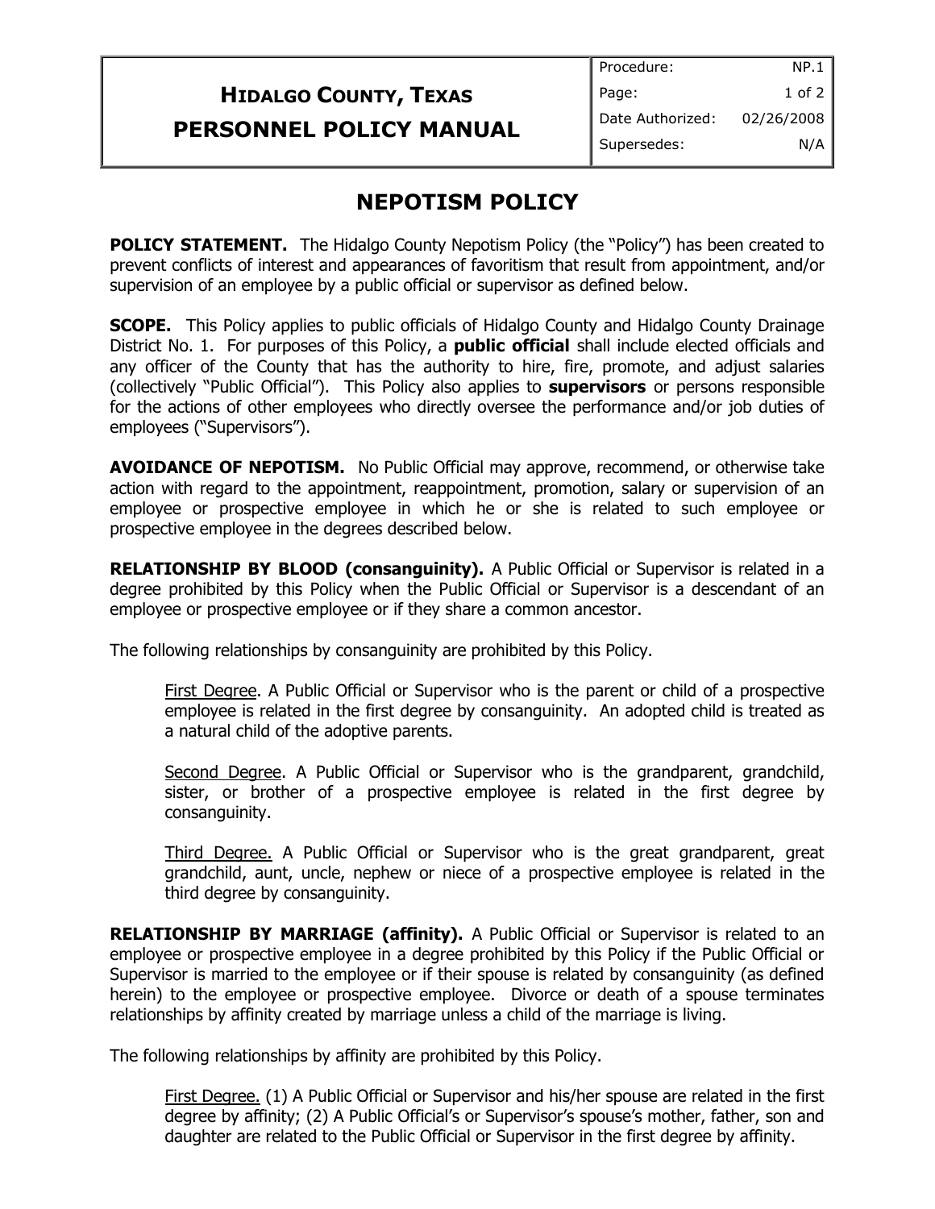# HIDALGO COUNTY, TEXAS
# PERSONNEL POLICY MANUAL

| Procedure: | NP.1 |
|---|---|
| Page: | 1 of 2 |
| Date Authorized: | 02/26/2008 |
| Supersedes: | N/A |

## NEPOTISM POLICY

**POLICY STATEMENT.** The Hidalgo County Nepotism Policy (the "Policy") has been created to prevent conflicts of interest and appearances of favoritism that result from appointment, and/or supervision of an employee by a public official or supervisor as defined below.

**SCOPE.** This Policy applies to public officials of Hidalgo County and Hidalgo County Drainage District No. 1. For purposes of this Policy, a **public official** shall include elected officials and any officer of the County that has the authority to hire, fire, promote, and adjust salaries (collectively "Public Official"). This Policy also applies to **supervisors** or persons responsible for the actions of other employees who directly oversee the performance and/or job duties of employees ("Supervisors").

**AVOIDANCE OF NEPOTISM.** No Public Official may approve, recommend, or otherwise take action with regard to the appointment, reappointment, promotion, salary or supervision of an employee or prospective employee in which he or she is related to such employee or prospective employee in the degrees described below.

**RELATIONSHIP BY BLOOD (consanguinity).** A Public Official or Supervisor is related in a degree prohibited by this Policy when the Public Official or Supervisor is a descendant of an employee or prospective employee or if they share a common ancestor.

The following relationships by consanguinity are prohibited by this Policy.

> First Degree. A Public Official or Supervisor who is the parent or child of a prospective employee is related in the first degree by consanguinity. An adopted child is treated as a natural child of the adoptive parents.
>
> Second Degree. A Public Official or Supervisor who is the grandparent, grandchild, sister, or brother of a prospective employee is related in the first degree by consanguinity.
>
> Third Degree. A Public Official or Supervisor who is the great grandparent, great grandchild, aunt, uncle, nephew or niece of a prospective employee is related in the third degree by consanguinity.

**RELATIONSHIP BY MARRIAGE (affinity).** A Public Official or Supervisor is related to an employee or prospective employee in a degree prohibited by this Policy if the Public Official or Supervisor is married to the employee or if their spouse is related by consanguinity (as defined herein) to the employee or prospective employee. Divorce or death of a spouse terminates relationships by affinity created by marriage unless a child of the marriage is living.

The following relationships by affinity are prohibited by this Policy.

> First Degree. (1) A Public Official or Supervisor and his/her spouse are related in the first degree by affinity; (2) A Public Official's or Supervisor's spouse's mother, father, son and daughter are related to the Public Official or Supervisor in the first degree by affinity.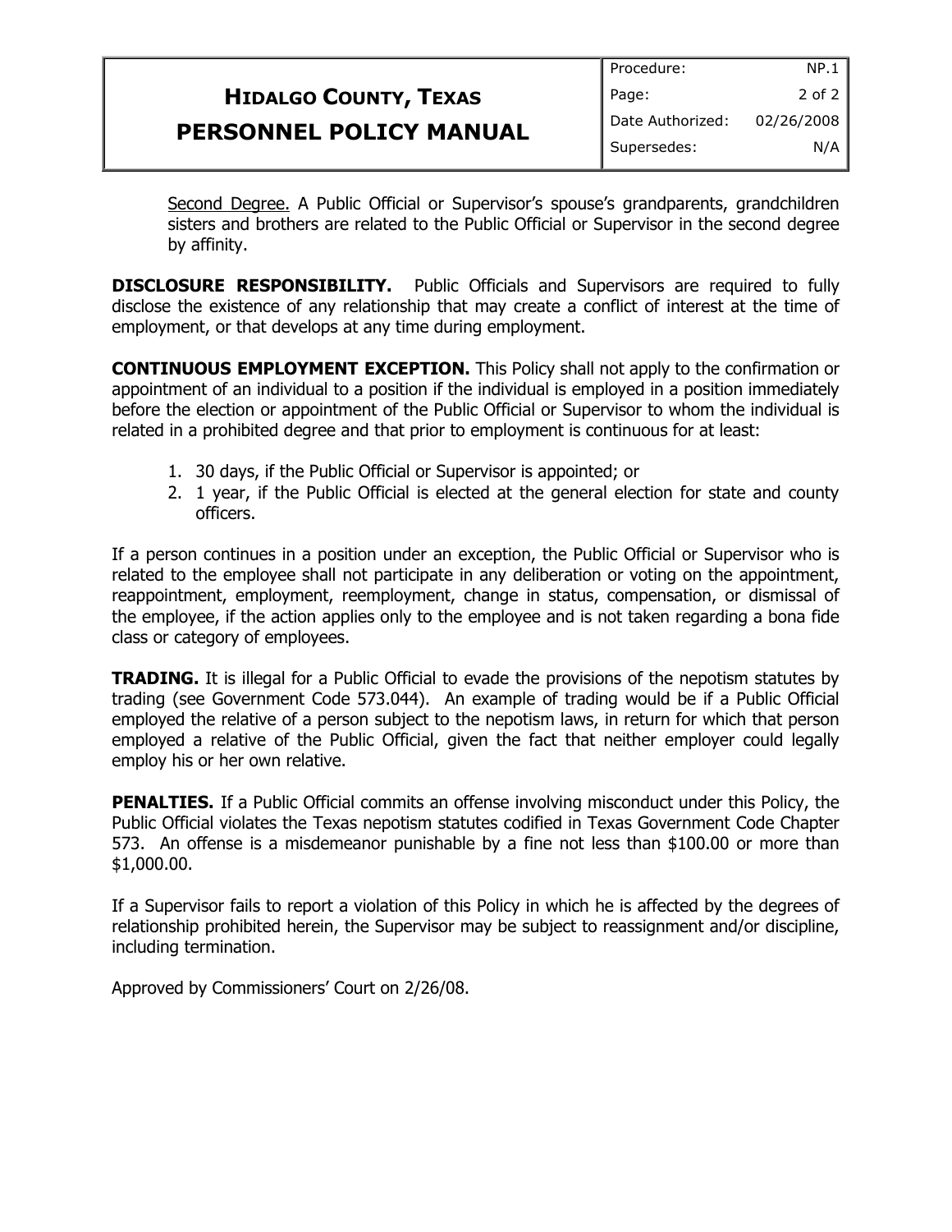Second Degree. A Public Official or Supervisor's spouse's grandparents, grandchildren sisters and brothers are related to the Public Official or Supervisor in the second degree by affinity.

**DISCLOSURE RESPONSIBILITY.** Public Officials and Supervisors are required to fully disclose the existence of any relationship that may create a conflict of interest at the time of employment, or that develops at any time during employment.

**CONTINUOUS EMPLOYMENT EXCEPTION.** This Policy shall not apply to the confirmation or appointment of an individual to a position if the individual is employed in a position immediately before the election or appointment of the Public Official or Supervisor to whom the individual is related in a prohibited degree and that prior to employment is continuous for at least:

1. 30 days, if the Public Official or Supervisor is appointed; or
2. 1 year, if the Public Official is elected at the general election for state and county officers.

If a person continues in a position under an exception, the Public Official or Supervisor who is related to the employee shall not participate in any deliberation or voting on the appointment, reappointment, employment, reemployment, change in status, compensation, or dismissal of the employee, if the action applies only to the employee and is not taken regarding a bona fide class or category of employees.

**TRADING.** It is illegal for a Public Official to evade the provisions of the nepotism statutes by trading (see Government Code 573.044). An example of trading would be if a Public Official employed the relative of a person subject to the nepotism laws, in return for which that person employed a relative of the Public Official, given the fact that neither employer could legally employ his or her own relative.

**PENALTIES.** If a Public Official commits an offense involving misconduct under this Policy, the Public Official violates the Texas nepotism statutes codified in Texas Government Code Chapter 573. An offense is a misdemeanor punishable by a fine not less than $100.00 or more than $1,000.00.

If a Supervisor fails to report a violation of this Policy in which he is affected by the degrees of relationship prohibited herein, the Supervisor may be subject to reassignment and/or discipline, including termination.

Approved by Commissioners' Court on 2/26/08.